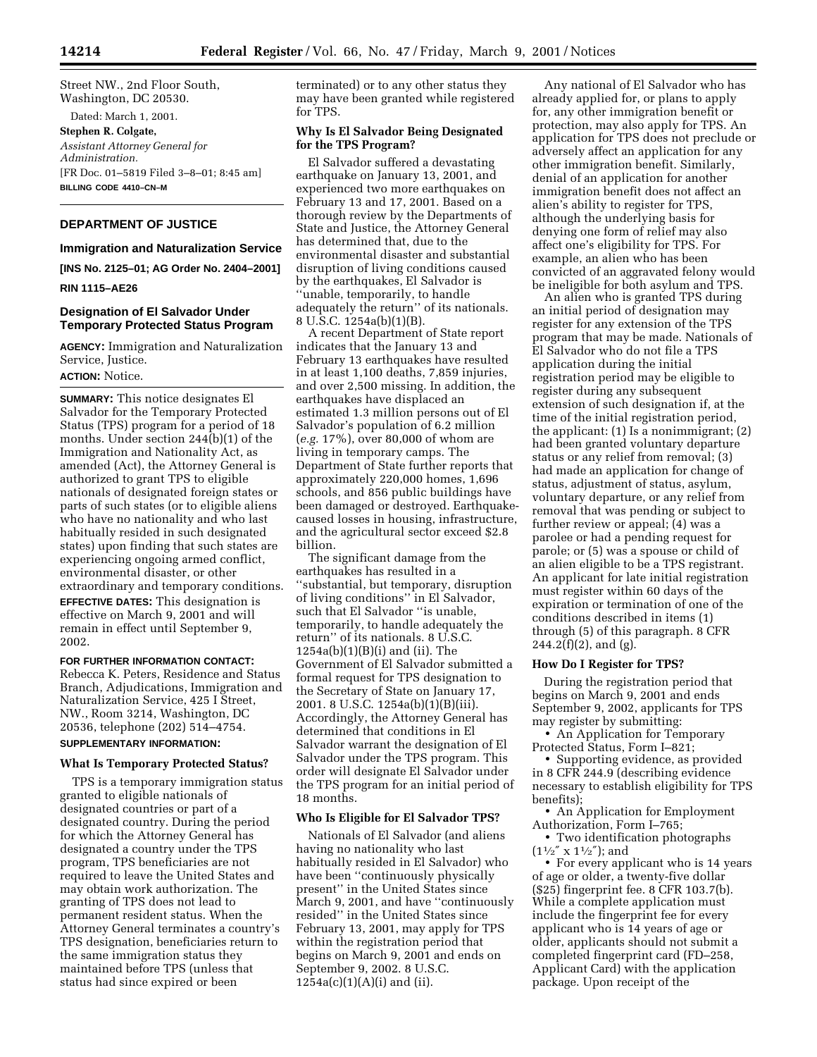Street NW., 2nd Floor South, Washington, DC 20530.

Dated: March 1, 2001.

**Stephen R. Colgate,**

*Assistant Attorney General for Administration.*

[FR Doc. 01–5819 Filed 3–8–01; 8:45 am]

**BILLING CODE 4410–CN–M**

## DEPARTMENT OF JUSTICE

### Immigration and Naturalization Service

**[INS No. 2125–01; AG Order No. 2404–2001]**

**RIN 1115–AE26**

### Designation of El Salvador Under Temporary Protected Status Program

**AGENCY:** Immigration and Naturalization Service, Justice.

**ACTION:** Notice.

**SUMMARY:** This notice designates El Salvador for the Temporary Protected Status (TPS) program for a period of 18 months. Under section 244(b)(1) of the Immigration and Nationality Act, as amended (Act), the Attorney General is authorized to grant TPS to eligible nationals of designated foreign states or parts of such states (or to eligible aliens who have no nationality and who last habitually resided in such designated states) upon finding that such states are experiencing ongoing armed conflict, environmental disaster, or other extraordinary and temporary conditions.

**EFFECTIVE DATES:** This designation is effective on March 9, 2001 and will remain in effect until September 9, 2002.

**FOR FURTHER INFORMATION CONTACT:** Rebecca K. Peters, Residence and Status Branch, Adjudications, Immigration and Naturalization Service, 425 I Street, NW., Room 3214, Washington, DC 20536, telephone (202) 514–4754.

**SUPPLEMENTARY INFORMATION:**

#### What Is Temporary Protected Status?

TPS is a temporary immigration status granted to eligible nationals of designated countries or part of a designated country. During the period for which the Attorney General has designated a country under the TPS program, TPS beneficiaries are not required to leave the United States and may obtain work authorization. The granting of TPS does not lead to permanent resident status. When the Attorney General terminates a country's TPS designation, beneficiaries return to the same immigration status they maintained before TPS (unless that status had since expired or been terminated) or to any other status they may have been granted while registered for TPS.

#### Why Is El Salvador Being Designated for the TPS Program?

El Salvador suffered a devastating earthquake on January 13, 2001, and experienced two more earthquakes on February 13 and 17, 2001. Based on a thorough review by the Departments of State and Justice, the Attorney General has determined that, due to the environmental disaster and substantial disruption of living conditions caused by the earthquakes, El Salvador is "unable, temporarily, to handle adequately the return" of its nationals. 8 U.S.C. 1254a(b)(1)(B).

A recent Department of State report indicates that the January 13 and February 13 earthquakes have resulted in at least 1,100 deaths, 7,859 injuries, and over 2,500 missing. In addition, the earthquakes have displaced an estimated 1.3 million persons out of El Salvador's population of 6.2 million (*e.g.* 17%), over 80,000 of whom are living in temporary camps. The Department of State further reports that approximately 220,000 homes, 1,696 schools, and 856 public buildings have been damaged or destroyed. Earthquake-caused losses in housing, infrastructure, and the agricultural sector exceed $2.8 billion.

The significant damage from the earthquakes has resulted in a "substantial, but temporary, disruption of living conditions" in El Salvador, such that El Salvador "is unable, temporarily, to handle adequately the return" of its nationals. 8 U.S.C. 1254a(b)(1)(B)(i) and (ii). The Government of El Salvador submitted a formal request for TPS designation to the Secretary of State on January 17, 2001. 8 U.S.C. 1254a(b)(1)(B)(iii). Accordingly, the Attorney General has determined that conditions in El Salvador warrant the designation of El Salvador under the TPS program. This order will designate El Salvador under the TPS program for an initial period of 18 months.

#### Who Is Eligible for El Salvador TPS?

Nationals of El Salvador (and aliens having no nationality who last habitually resided in El Salvador) who have been "continuously physically present" in the United States since March 9, 2001, and have "continuously resided" in the United States since February 13, 2001, may apply for TPS within the registration period that begins on March 9, 2001 and ends on September 9, 2002. 8 U.S.C. 1254a(c)(1)(A)(i) and (ii).

Any national of El Salvador who has already applied for, or plans to apply for, any other immigration benefit or protection, may also apply for TPS. An application for TPS does not preclude or adversely affect an application for any other immigration benefit. Similarly, denial of an application for another immigration benefit does not affect an alien's ability to register for TPS, although the underlying basis for denying one form of relief may also affect one's eligibility for TPS. For example, an alien who has been convicted of an aggravated felony would be ineligible for both asylum and TPS.

An alien who is granted TPS during an initial period of designation may register for any extension of the TPS program that may be made. Nationals of El Salvador who do not file a TPS application during the initial registration period may be eligible to register during any subsequent extension of such designation if, at the time of the initial registration period, the applicant: (1) Is a nonimmigrant; (2) had been granted voluntary departure status or any relief from removal; (3) had made an application for change of status, adjustment of status, asylum, voluntary departure, or any relief from removal that was pending or subject to further review or appeal; (4) was a parolee or had a pending request for parole; or (5) was a spouse or child of an alien eligible to be a TPS registrant. An applicant for late initial registration must register within 60 days of the expiration or termination of one of the conditions described in items (1) through (5) of this paragraph. 8 CFR 244.2(f)(2), and (g).

#### How Do I Register for TPS?

During the registration period that begins on March 9, 2001 and ends September 9, 2002, applicants for TPS may register by submitting:

- An Application for Temporary Protected Status, Form I–821;
- Supporting evidence, as provided in 8 CFR 244.9 (describing evidence necessary to establish eligibility for TPS benefits);
- An Application for Employment Authorization, Form I–765;
- Two identification photographs (1½″ x 1½″); and
- For every applicant who is 14 years of age or older, a twenty-five dollar ($25) fingerprint fee. 8 CFR 103.7(b). While a complete application must include the fingerprint fee for every applicant who is 14 years of age or older, applicants should not submit a completed fingerprint card (FD–258, Applicant Card) with the application package. Upon receipt of the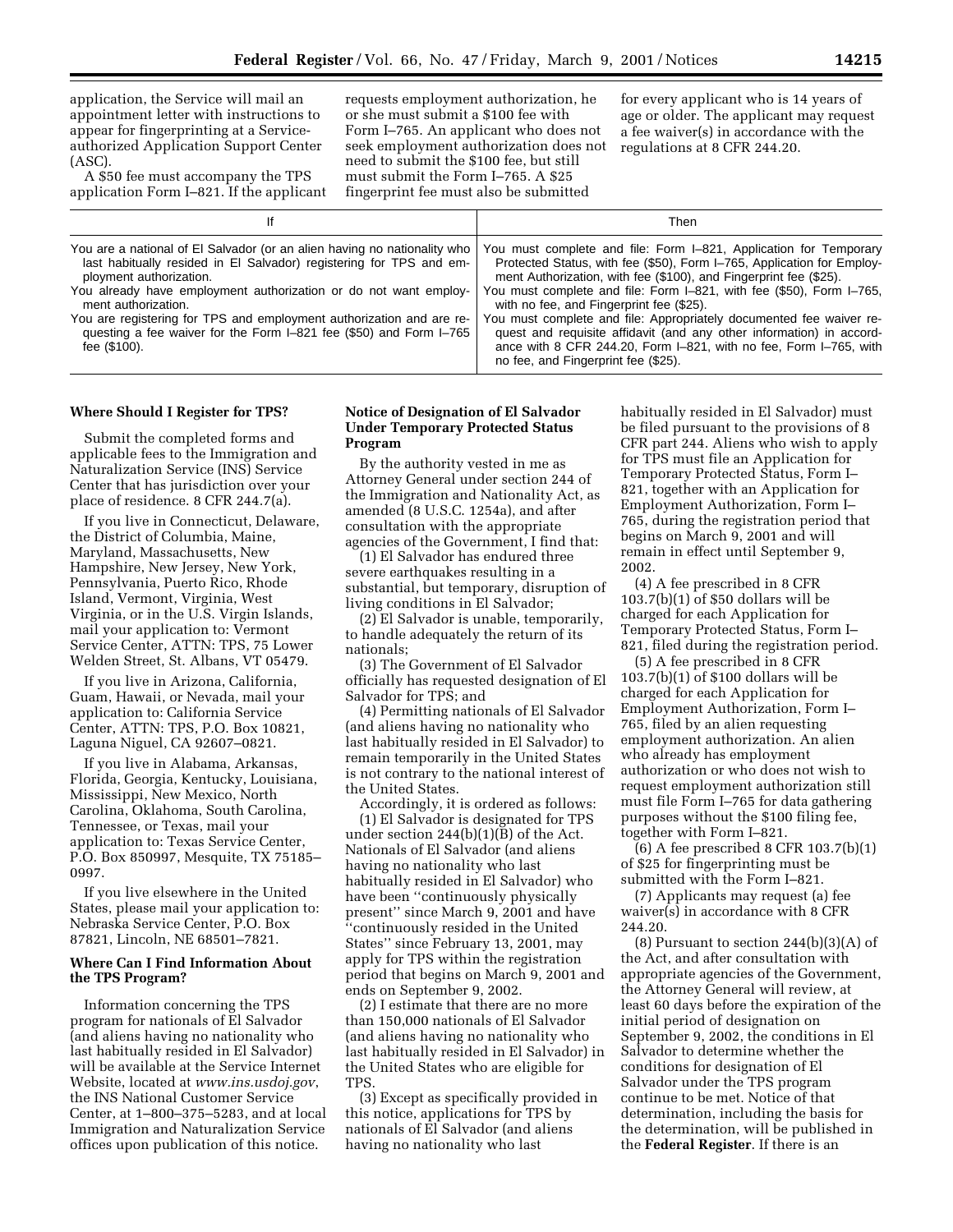application, the Service will mail an appointment letter with instructions to appear for fingerprinting at a Service-authorized Application Support Center (ASC).

A $50 fee must accompany the TPS application Form I–821. If the applicant requests employment authorization, he or she must submit a $100 fee with Form I–765. An applicant who does not seek employment authorization does not need to submit the $100 fee, but still must submit the Form I–765. A $25 fingerprint fee must also be submitted for every applicant who is 14 years of age or older. The applicant may request a fee waiver(s) in accordance with the regulations at 8 CFR 244.20.

| If | Then |
| --- | --- |
| You are a national of El Salvador (or an alien having no nationality who last habitually resided in El Salvador) registering for TPS and employment authorization. | You must complete and file: Form I–821, Application for Temporary Protected Status, with fee ($50), Form I–765, Application for Employment Authorization, with fee ($100), and Fingerprint fee ($25). |
| You already have employment authorization or do not want employment authorization. | You must complete and file: Form I–821, with fee ($50), Form I–765, with no fee, and Fingerprint fee ($25). |
| You are registering for TPS and employment authorization and are requesting a fee waiver for the Form I–821 fee ($50) and Form I–765 fee ($100). | You must complete and file: Appropriately documented fee waiver request and requisite affidavit (and any other information) in accordance with 8 CFR 244.20, Form I–821, with no fee, Form I–765, with no fee, and Fingerprint fee ($25). |

**Where Should I Register for TPS?**

Submit the completed forms and applicable fees to the Immigration and Naturalization Service (INS) Service Center that has jurisdiction over your place of residence. 8 CFR 244.7(a).

If you live in Connecticut, Delaware, the District of Columbia, Maine, Maryland, Massachusetts, New Hampshire, New Jersey, New York, Pennsylvania, Puerto Rico, Rhode Island, Vermont, Virginia, West Virginia, or in the U.S. Virgin Islands, mail your application to: Vermont Service Center, ATTN: TPS, 75 Lower Welden Street, St. Albans, VT 05479.

If you live in Arizona, California, Guam, Hawaii, or Nevada, mail your application to: California Service Center, ATTN: TPS, P.O. Box 10821, Laguna Niguel, CA 92607–0821.

If you live in Alabama, Arkansas, Florida, Georgia, Kentucky, Louisiana, Mississippi, New Mexico, North Carolina, Oklahoma, South Carolina, Tennessee, or Texas, mail your application to: Texas Service Center, P.O. Box 850997, Mesquite, TX 75185–0997.

If you live elsewhere in the United States, please mail your application to: Nebraska Service Center, P.O. Box 87821, Lincoln, NE 68501–7821.

**Where Can I Find Information About the TPS Program?**

Information concerning the TPS program for nationals of El Salvador (and aliens having no nationality who last habitually resided in El Salvador) will be available at the Service Internet Website, located at *www.ins.usdoj.gov*, the INS National Customer Service Center, at 1–800–375–5283, and at local Immigration and Naturalization Service offices upon publication of this notice.

**Notice of Designation of El Salvador Under Temporary Protected Status Program**

By the authority vested in me as Attorney General under section 244 of the Immigration and Nationality Act, as amended (8 U.S.C. 1254a), and after consultation with the appropriate agencies of the Government, I find that:

(1) El Salvador has endured three severe earthquakes resulting in a substantial, but temporary, disruption of living conditions in El Salvador;

(2) El Salvador is unable, temporarily, to handle adequately the return of its nationals;

(3) The Government of El Salvador officially has requested designation of El Salvador for TPS; and

(4) Permitting nationals of El Salvador (and aliens having no nationality who last habitually resided in El Salvador) to remain temporarily in the United States is not contrary to the national interest of the United States.

Accordingly, it is ordered as follows:

(1) El Salvador is designated for TPS under section 244(b)(1)(B) of the Act. Nationals of El Salvador (and aliens having no nationality who last habitually resided in El Salvador) who have been ''continuously physically present'' since March 9, 2001 and have ''continuously resided in the United States'' since February 13, 2001, may apply for TPS within the registration period that begins on March 9, 2001 and ends on September 9, 2002.

(2) I estimate that there are no more than 150,000 nationals of El Salvador (and aliens having no nationality who last habitually resided in El Salvador) in the United States who are eligible for TPS.

(3) Except as specifically provided in this notice, applications for TPS by nationals of El Salvador (and aliens having no nationality who last habitually resided in El Salvador) must be filed pursuant to the provisions of 8 CFR part 244. Aliens who wish to apply for TPS must file an Application for Temporary Protected Status, Form I–821, together with an Application for Employment Authorization, Form I–765, during the registration period that begins on March 9, 2001 and will remain in effect until September 9, 2002.

(4) A fee prescribed in 8 CFR 103.7(b)(1) of $50 dollars will be charged for each Application for Temporary Protected Status, Form I–821, filed during the registration period.

(5) A fee prescribed in 8 CFR 103.7(b)(1) of $100 dollars will be charged for each Application for Employment Authorization, Form I–765, filed by an alien requesting employment authorization. An alien who already has employment authorization or who does not wish to request employment authorization still must file Form I–765 for data gathering purposes without the $100 filing fee, together with Form I–821.

(6) A fee prescribed 8 CFR 103.7(b)(1) of $25 for fingerprinting must be submitted with the Form I–821.

(7) Applicants may request (a) fee waiver(s) in accordance with 8 CFR 244.20.

(8) Pursuant to section 244(b)(3)(A) of the Act, and after consultation with appropriate agencies of the Government, the Attorney General will review, at least 60 days before the expiration of the initial period of designation on September 9, 2002, the conditions in El Salvador to determine whether the conditions for designation of El Salvador under the TPS program continue to be met. Notice of that determination, including the basis for the determination, will be published in the **Federal Register**. If there is an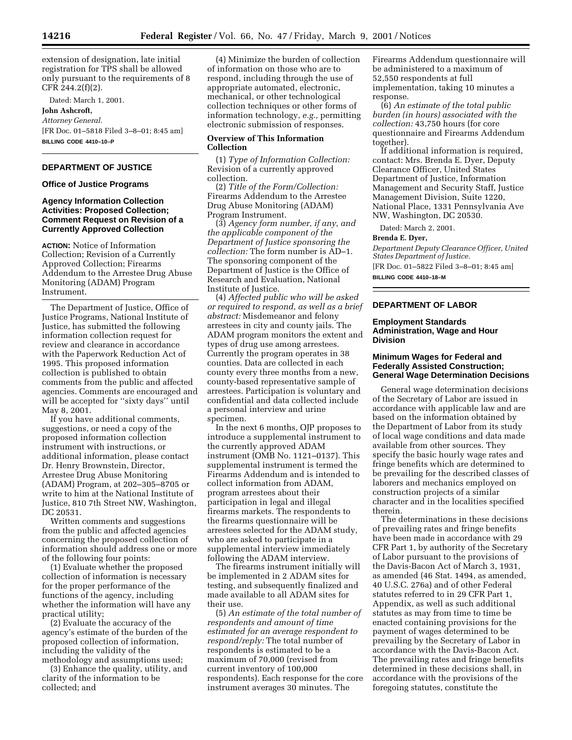extension of designation, late initial registration for TPS shall be allowed only pursuant to the requirements of 8 CFR 244.2(f)(2).

Dated: March 1, 2001.

**John Ashcroft,**

*Attorney General.*

[FR Doc. 01–5818 Filed 3–8–01; 8:45 am]

**BILLING CODE 4410–10–P**

## DEPARTMENT OF JUSTICE

### Office of Justice Programs

### Agency Information Collection Activities: Proposed Collection; Comment Request on Revision of a Currently Approved Collection

**ACTION:** Notice of Information Collection; Revision of a Currently Approved Collection; Firearms Addendum to the Arrestee Drug Abuse Monitoring (ADAM) Program Instrument.

The Department of Justice, Office of Justice Programs, National Institute of Justice, has submitted the following information collection request for review and clearance in accordance with the Paperwork Reduction Act of 1995. This proposed information collection is published to obtain comments from the public and affected agencies. Comments are encouraged and will be accepted for "sixty days" until May 8, 2001.

If you have additional comments, suggestions, or need a copy of the proposed information collection instrument with instructions, or additional information, please contact Dr. Henry Brownstein, Director, Arrestee Drug Abuse Monitoring (ADAM) Program, at 202–305–8705 or write to him at the National Institute of Justice, 810 7th Street NW, Washington, DC 20531.

Written comments and suggestions from the public and affected agencies concerning the proposed collection of information should address one or more of the following four points:

(1) Evaluate whether the proposed collection of information is necessary for the proper performance of the functions of the agency, including whether the information will have any practical utility;

(2) Evaluate the accuracy of the agency's estimate of the burden of the proposed collection of information, including the validity of the methodology and assumptions used;

(3) Enhance the quality, utility, and clarity of the information to be collected; and

(4) Minimize the burden of collection of information on those who are to respond, including through the use of appropriate automated, electronic, mechanical, or other technological collection techniques or other forms of information technology, *e.g.,* permitting electronic submission of responses.

#### Overview of This Information Collection

(1) *Type of Information Collection:* Revision of a currently approved collection.

(2) *Title of the Form/Collection:* Firearms Addendum to the Arrestee Drug Abuse Monitoring (ADAM) Program Instrument.

(3) *Agency form number, if any, and the applicable component of the Department of Justice sponsoring the collection:* The form number is AD–1. The sponsoring component of the Department of Justice is the Office of Research and Evaluation, National Institute of Justice.

(4) *Affected public who will be asked or required to respond, as well as a brief abstract:* Misdemeanor and felony arrestees in city and county jails. The ADAM program monitors the extent and types of drug use among arrestees. Currently the program operates in 38 counties. Data are collected in each county every three months from a new, county-based representative sample of arrestees. Participation is voluntary and confidential and data collected include a personal interview and urine specimen.

In the next 6 months, OJP proposes to introduce a supplemental instrument to the currently approved ADAM instrument (OMB No. 1121–0137). This supplemental instrument is termed the Firearms Addendum and is intended to collect information from ADAM, program arrestees about their participation in legal and illegal firearms markets. The respondents to the firearms questionnaire will be arrestees selected for the ADAM study, who are asked to participate in a supplemental interview immediately following the ADAM interview.

The firearms instrument initially will be implemented in 2 ADAM sites for testing, and subsequently finalized and made available to all ADAM sites for their use.

(5) *An estimate of the total number of respondents and amount of time estimated for an average respondent to respond/reply:* The total number of respondents is estimated to be a maximum of 70,000 (revised from current inventory of 100,000 respondents). Each response for the core instrument averages 30 minutes. The Firearms Addendum questionnaire will be administered to a maximum of 52,550 respondents at full implementation, taking 10 minutes a response.

(6) *An estimate of the total public burden (in hours) associated with the collection:* 43,750 hours (for core questionnaire and Firearms Addendum together).

If additional information is required, contact: Mrs. Brenda E. Dyer, Deputy Clearance Officer, United States Department of Justice, Information Management and Security Staff, Justice Management Division, Suite 1220, National Place, 1331 Pennsylvania Ave NW, Washington, DC 20530.

Dated: March 2, 2001.

**Brenda E. Dyer,**

*Department Deputy Clearance Officer, United States Department of Justice.*

[FR Doc. 01–5822 Filed 3–8–01; 8:45 am]

**BILLING CODE 4410–18–M**

## DEPARTMENT OF LABOR

### Employment Standards Administration, Wage and Hour Division

### Minimum Wages for Federal and Federally Assisted Construction; General Wage Determination Decisions

General wage determination decisions of the Secretary of Labor are issued in accordance with applicable law and are based on the information obtained by the Department of Labor from its study of local wage conditions and data made available from other sources. They specify the basic hourly wage rates and fringe benefits which are determined to be prevailing for the described classes of laborers and mechanics employed on construction projects of a similar character and in the localities specified therein.

The determinations in these decisions of prevailing rates and fringe benefits have been made in accordance with 29 CFR Part 1, by authority of the Secretary of Labor pursuant to the provisions of the Davis-Bacon Act of March 3, 1931, as amended (46 Stat. 1494, as amended, 40 U.S.C. 276a) and of other Federal statutes referred to in 29 CFR Part 1, Appendix, as well as such additional statutes as may from time to time be enacted containing provisions for the payment of wages determined to be prevailing by the Secretary of Labor in accordance with the Davis-Bacon Act. The prevailing rates and fringe benefits determined in these decisions shall, in accordance with the provisions of the foregoing statutes, constitute the